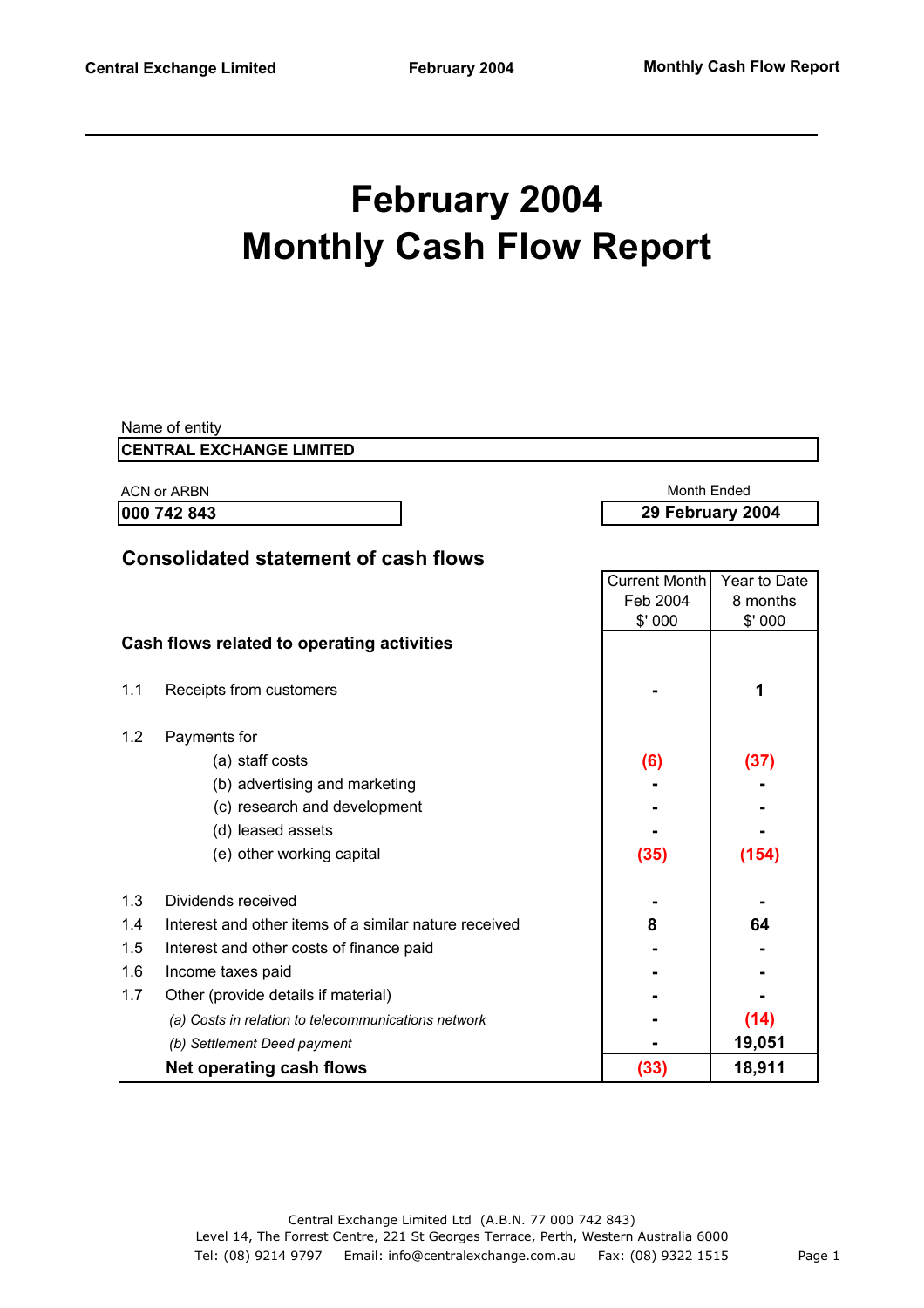# February 2004
# Monthly Cash Flow Report

Name of entity

**CENTRAL EXCHANGE LIMITED**

ACN or ARBN

**000 742 843**

Month Ended

**29 February 2004**

## Consolidated statement of cash flows

| | | Current Month Feb 2004 $' 000 | Year to Date 8 months $' 000 |
|---|---|---|---|
| **Cash flows related to operating activities** | | | |
| 1.1 | Receipts from customers | - | 1 |
| 1.2 | Payments for | | |
| | (a) staff costs | (6) | (37) |
| | (b) advertising and marketing | - | - |
| | (c) research and development | - | - |
| | (d) leased assets | - | - |
| | (e) other working capital | (35) | (154) |
| 1.3 | Dividends received | - | - |
| 1.4 | Interest and other items of a similar nature received | 8 | 64 |
| 1.5 | Interest and other costs of finance paid | - | - |
| 1.6 | Income taxes paid | - | - |
| 1.7 | Other (provide details if material) | - | - |
| | *(a) Costs in relation to telecommunications network* | - | (14) |
| | *(b) Settlement Deed payment* | - | 19,051 |
| | **Net operating cash flows** | **(33)** | **18,911** |

Central Exchange Limited Ltd (A.B.N. 77 000 742 843)
Level 14, The Forrest Centre, 221 St Georges Terrace, Perth, Western Australia 6000
Tel: (08) 9214 9797 Email: info@centralexchange.com.au Fax: (08) 9322 1515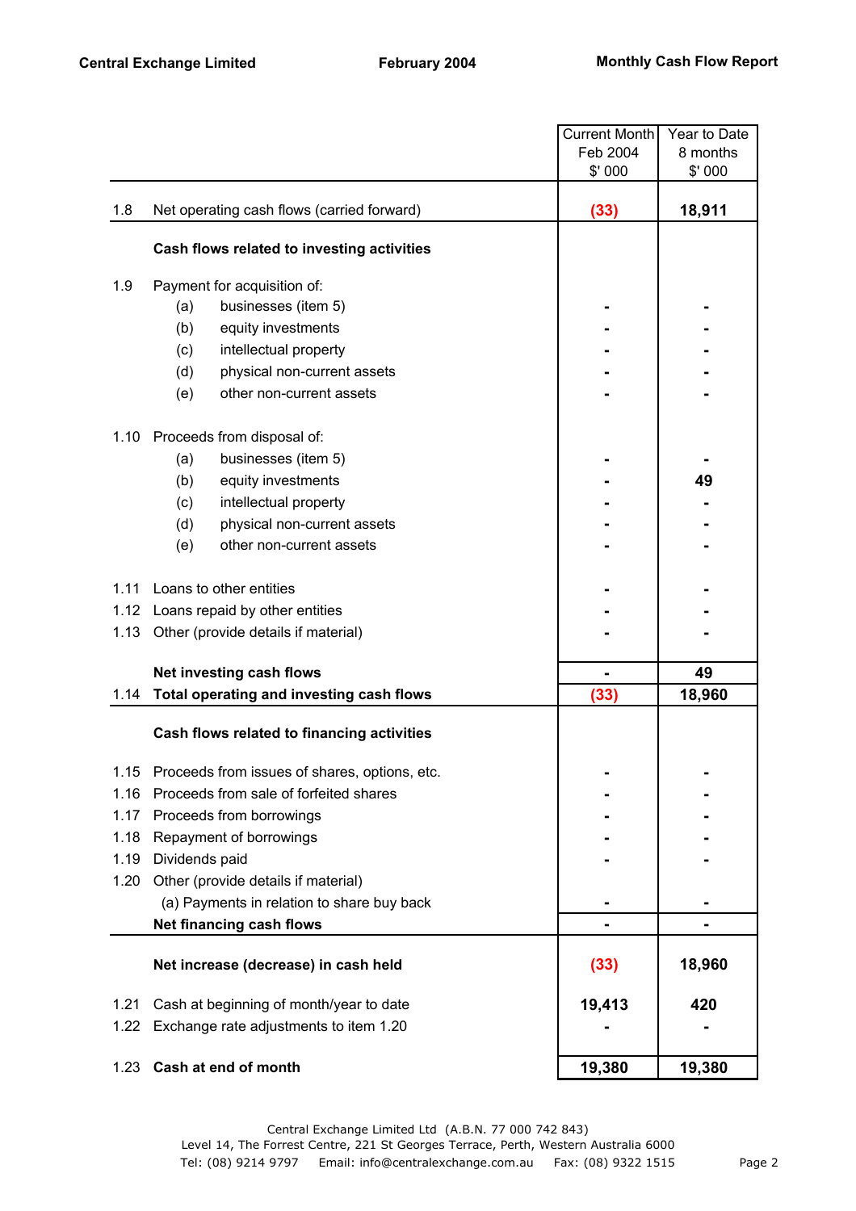| | | Current Month Feb 2004 $' 000 | Year to Date 8 months $' 000 |
|---|---|---|---|
| 1.8 | Net operating cash flows (carried forward) | **(33)** | **18,911** |
| | **Cash flows related to investing activities** | | |
| 1.9 | Payment for acquisition of: | | |
| | (a) businesses (item 5) | - | - |
| | (b) equity investments | - | - |
| | (c) intellectual property | - | - |
| | (d) physical non-current assets | - | - |
| | (e) other non-current assets | - | - |
| 1.10 | Proceeds from disposal of: | | |
| | (a) businesses (item 5) | - | - |
| | (b) equity investments | - | 49 |
| | (c) intellectual property | - | - |
| | (d) physical non-current assets | - | - |
| | (e) other non-current assets | - | - |
| 1.11 | Loans to other entities | - | - |
| 1.12 | Loans repaid by other entities | - | - |
| 1.13 | Other (provide details if material) | - | - |
| | **Net investing cash flows** | **-** | **49** |
| 1.14 | **Total operating and investing cash flows** | **(33)** | **18,960** |
| | **Cash flows related to financing activities** | | |
| 1.15 | Proceeds from issues of shares, options, etc. | - | - |
| 1.16 | Proceeds from sale of forfeited shares | - | - |
| 1.17 | Proceeds from borrowings | - | - |
| 1.18 | Repayment of borrowings | - | - |
| 1.19 | Dividends paid | - | - |
| 1.20 | Other (provide details if material) | | |
| | (a) Payments in relation to share buy back | - | - |
| | **Net financing cash flows** | **-** | **-** |
| | **Net increase (decrease) in cash held** | **(33)** | **18,960** |
| 1.21 | Cash at beginning of month/year to date | **19,413** | **420** |
| 1.22 | Exchange rate adjustments to item 1.20 | - | - |
| 1.23 | **Cash at end of month** | **19,380** | **19,380** |

Central Exchange Limited Ltd (A.B.N. 77 000 742 843)
Level 14, The Forrest Centre, 221 St Georges Terrace, Perth, Western Australia 6000
Tel: (08) 9214 9797 Email: info@centralexchange.com.au Fax: (08) 9322 1515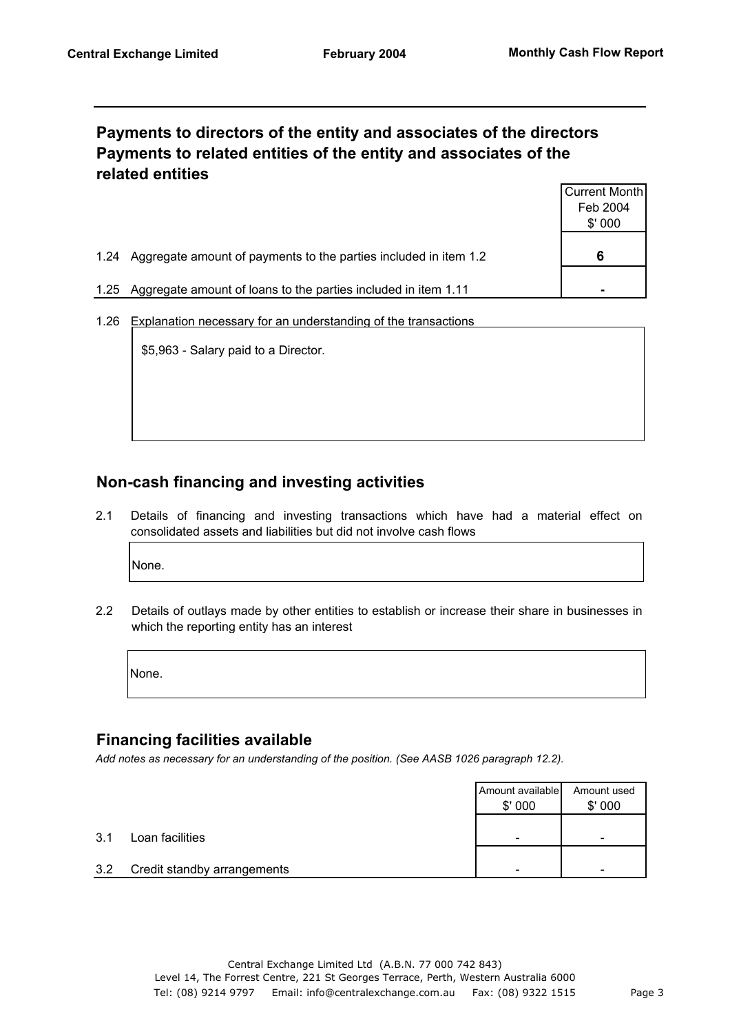## Payments to directors of the entity and associates of the directors Payments to related entities of the entity and associates of the related entities

| | | Current Month Feb 2004 \$' 000 |
|---|---|---|
| 1.24 | Aggregate amount of payments to the parties included in item 1.2 | **6** |
| 1.25 | Aggregate amount of loans to the parties included in item 1.11 | **-** |

1.26 Explanation necessary for an understanding of the transactions

\$5,963 - Salary paid to a Director.

## Non-cash financing and investing activities

2.1 Details of financing and investing transactions which have had a material effect on consolidated assets and liabilities but did not involve cash flows

None.

2.2 Details of outlays made by other entities to establish or increase their share in businesses in which the reporting entity has an interest

None.

## Financing facilities available

*Add notes as necessary for an understanding of the position. (See AASB 1026 paragraph 12.2).*

| | | Amount available \$' 000 | Amount used \$' 000 |
|---|---|---|---|
| 3.1 | Loan facilities | - | - |
| 3.2 | Credit standby arrangements | - | - |

Central Exchange Limited Ltd (A.B.N. 77 000 742 843)
Level 14, The Forrest Centre, 221 St Georges Terrace, Perth, Western Australia 6000
Tel: (08) 9214 9797 Email: info@centralexchange.com.au Fax: (08) 9322 1515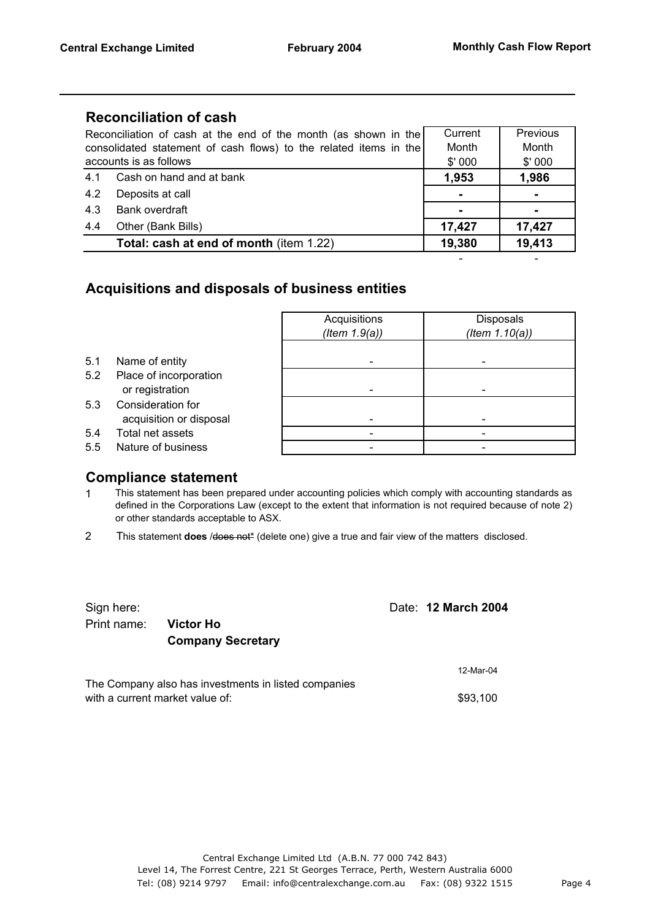## Reconciliation of cash

| Reconciliation of cash at the end of the month (as shown in the consolidated statement of cash flows) to the related items in the accounts is as follows | | Current Month $' 000 | Previous Month $' 000 |
|---|---|---|---|
| 4.1 | Cash on hand and at bank | **1,953** | **1,986** |
| 4.2 | Deposits at call | **-** | **-** |
| 4.3 | Bank overdraft | **-** | **-** |
| 4.4 | Other (Bank Bills) | **17,427** | **17,427** |
| | **Total: cash at end of month** (item 1.22) | **19,380** | **19,413** |
| | | - | - |

## Acquisitions and disposals of business entities

| | | Acquisitions *(Item 1.9(a))* | Disposals *(Item 1.10(a))* |
|---|---|---|---|
| 5.1 | Name of entity | - | - |
| 5.2 | Place of incorporation or registration | - | - |
| 5.3 | Consideration for acquisition or disposal | - | - |
| 5.4 | Total net assets | - | - |
| 5.5 | Nature of business | - | - |

## Compliance statement

1. This statement has been prepared under accounting policies which comply with accounting standards as defined in the Corporations Law (except to the extent that information is not required because of note 2) or other standards acceptable to ASX.

2. This statement **does** /~~does not*~~ (delete one) give a true and fair view of the matters disclosed.

Sign here:

Date: **12 March 2004**

Print name: **Victor Ho**
**Company Secretary**

12-Mar-04

The Company also has investments in listed companies with a current market value of: $93,100

Central Exchange Limited Ltd (A.B.N. 77 000 742 843)
Level 14, The Forrest Centre, 221 St Georges Terrace, Perth, Western Australia 6000
Tel: (08) 9214 9797 Email: info@centralexchange.com.au Fax: (08) 9322 1515